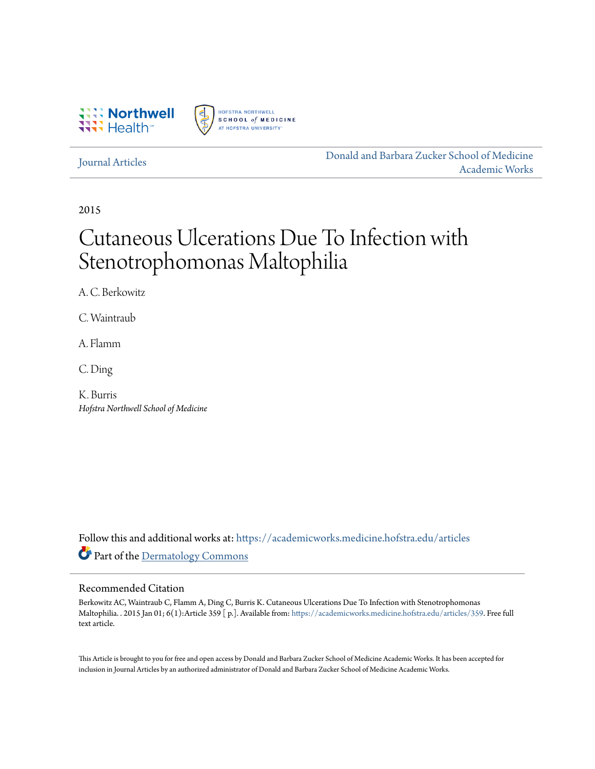Journal Articles

Donald and Barbara Zucker School of Medicine Academic Works

2015

# Cutaneous Ulcerations Due To Infection with Stenotrophomonas Maltophilia

A. C. Berkowitz

C. Waintraub

A. Flamm

C. Ding

K. Burris

*Hofstra Northwell School of Medicine*

Follow this and additional works at: https://academicworks.medicine.hofstra.edu/articles

Part of the Dermatology Commons

## Recommended Citation

Berkowitz AC, Waintraub C, Flamm A, Ding C, Burris K. Cutaneous Ulcerations Due To Infection with Stenotrophomonas Maltophilia. . 2015 Jan 01; 6(1):Article 359 [ p.]. Available from: https://academicworks.medicine.hofstra.edu/articles/359. Free full text article.

This Article is brought to you for free and open access by Donald and Barbara Zucker School of Medicine Academic Works. It has been accepted for inclusion in Journal Articles by an authorized administrator of Donald and Barbara Zucker School of Medicine Academic Works.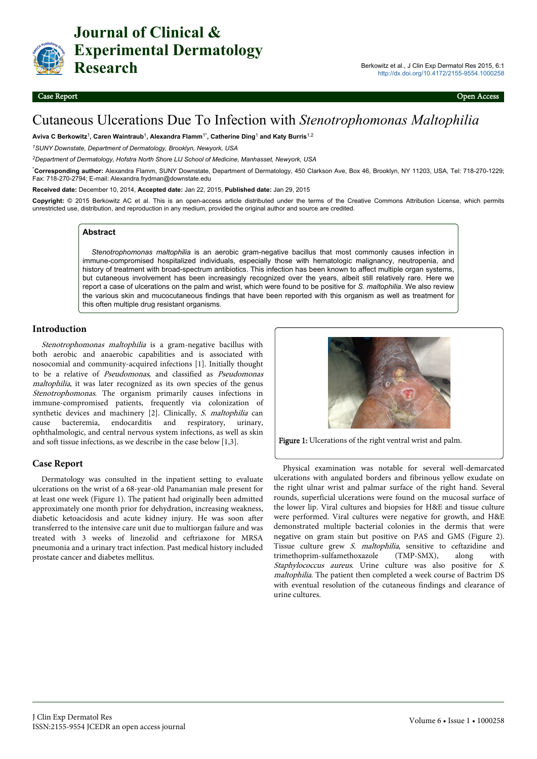# Cutaneous Ulcerations Due To Infection with *Stenotrophomonas Maltophilia*

**Aviva C Berkowitz**[1], **Caren Waintraub**[1], **Alexandra Flamm**[1*], **Catherine Ding**[1] **and Katy Burris**[1,2]

[1]*SUNY Downstate, Department of Dermatology, Brooklyn, Newyork, USA*

[2]*Department of Dermatology, Hofstra North Shore LIJ School of Medicine, Manhasset, Newyork, USA*

[*]**Corresponding author:** Alexandra Flamm, SUNY Downstate, Department of Dermatology, 450 Clarkson Ave, Box 46, Brooklyn, NY 11203, USA, Tel: 718-270-1229; Fax: 718-270-2794; E-mail: Alexandra.frydman@downstate.edu

**Received date:** December 10, 2014, **Accepted date:** Jan 22, 2015, **Published date:** Jan 29, 2015

**Copyright:** © 2015 Berkowitz AC et al. This is an open-access article distributed under the terms of the Creative Commons Attribution License, which permits unrestricted use, distribution, and reproduction in any medium, provided the original author and source are credited.

## Abstract

*Stenotrophomonas maltophilia* is an aerobic gram-negative bacillus that most commonly causes infection in immune-compromised hospitalized individuals, especially those with hematologic malignancy, neutropenia, and history of treatment with broad-spectrum antibiotics. This infection has been known to affect multiple organ systems, but cutaneous involvement has been increasingly recognized over the years, albeit still relatively rare. Here we report a case of ulcerations on the palm and wrist, which were found to be positive for *S. maltophilia*. We also review the various skin and mucocutaneous findings that have been reported with this organism as well as treatment for this often multiple drug resistant organisms.

## Introduction

*Stenotrophomonas maltophilia* is a gram-negative bacillus with both aerobic and anaerobic capabilities and is associated with nosocomial and community-acquired infections [1]. Initially thought to be a relative of *Pseudomonas*, and classified as *Pseudomonas maltophilia*, it was later recognized as its own species of the genus *Stenotrophomonas*. The organism primarily causes infections in immune-compromised patients, frequently via colonization of synthetic devices and machinery [2]. Clinically, *S. maltophilia* can cause bacteremia, endocarditis and respiratory, urinary, ophthalmologic, and central nervous system infections, as well as skin and soft tissue infections, as we describe in the case below [1,3].

## Case Report

Dermatology was consulted in the inpatient setting to evaluate ulcerations on the wrist of a 68-year-old Panamanian male present for at least one week (Figure 1). The patient had originally been admitted approximately one month prior for dehydration, increasing weakness, diabetic ketoacidosis and acute kidney injury. He was soon after transferred to the intensive care unit due to multiorgan failure and was treated with 3 weeks of linezolid and ceftriaxone for MRSA pneumonia and a urinary tract infection. Past medical history included prostate cancer and diabetes mellitus.

**Figure 1:** Ulcerations of the right ventral wrist and palm.

Physical examination was notable for several well-demarcated ulcerations with angulated borders and fibrinous yellow exudate on the right ulnar wrist and palmar surface of the right hand. Several rounds, superficial ulcerations were found on the mucosal surface of the lower lip. Viral cultures and biopsies for H&E and tissue culture were performed. Viral cultures were negative for growth, and H&E demonstrated multiple bacterial colonies in the dermis that were negative on gram stain but positive on PAS and GMS (Figure 2). Tissue culture grew *S. maltophilia*, sensitive to ceftazidine and trimethoprim-sulfamethoxazole (TMP-SMX), along with *Staphylococcus aureus*. Urine culture was also positive for *S. maltophilia*. The patient then completed a week course of Bactrim DS with eventual resolution of the cutaneous findings and clearance of urine cultures.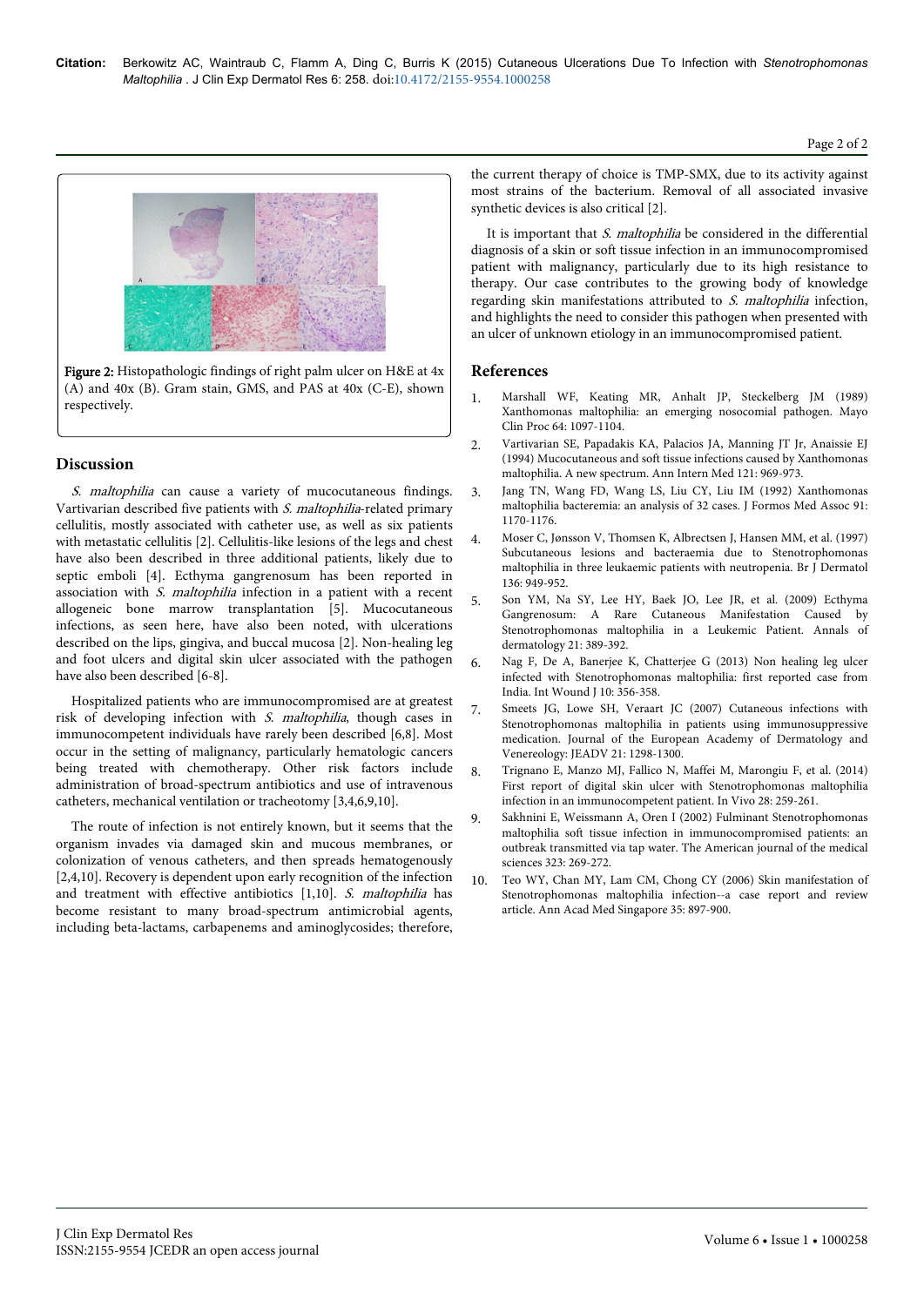Figure 2: Histopathologic findings of right palm ulcer on H&E at 4x (A) and 40x (B). Gram stain, GMS, and PAS at 40x (C-E), shown respectively.

## Discussion

*S. maltophilia* can cause a variety of mucocutaneous findings. Vartivarian described five patients with *S. maltophilia*-related primary cellulitis, mostly associated with catheter use, as well as six patients with metastatic cellulitis [2]. Cellulitis-like lesions of the legs and chest have also been described in three additional patients, likely due to septic emboli [4]. Ecthyma gangrenosum has been reported in association with *S. maltophilia* infection in a patient with a recent allogeneic bone marrow transplantation [5]. Mucocutaneous infections, as seen here, have also been noted, with ulcerations described on the lips, gingiva, and buccal mucosa [2]. Non-healing leg and foot ulcers and digital skin ulcer associated with the pathogen have also been described [6-8].

Hospitalized patients who are immunocompromised are at greatest risk of developing infection with *S. maltophilia*, though cases in immunocompetent individuals have rarely been described [6,8]. Most occur in the setting of malignancy, particularly hematologic cancers being treated with chemotherapy. Other risk factors include administration of broad-spectrum antibiotics and use of intravenous catheters, mechanical ventilation or tracheotomy [3,4,6,9,10].

The route of infection is not entirely known, but it seems that the organism invades via damaged skin and mucous membranes, or colonization of venous catheters, and then spreads hematogenously [2,4,10]. Recovery is dependent upon early recognition of the infection and treatment with effective antibiotics [1,10]. *S. maltophilia* has become resistant to many broad-spectrum antimicrobial agents, including beta-lactams, carbapenems and aminoglycosides; therefore, the current therapy of choice is TMP-SMX, due to its activity against most strains of the bacterium. Removal of all associated invasive synthetic devices is also critical [2].

It is important that *S. maltophilia* be considered in the differential diagnosis of a skin or soft tissue infection in an immunocompromised patient with malignancy, particularly due to its high resistance to therapy. Our case contributes to the growing body of knowledge regarding skin manifestations attributed to *S. maltophilia* infection, and highlights the need to consider this pathogen when presented with an ulcer of unknown etiology in an immunocompromised patient.

## References

1. Marshall WF, Keating MR, Anhalt JP, Steckelberg JM (1989) Xanthomonas maltophilia: an emerging nosocomial pathogen. Mayo Clin Proc 64: 1097-1104.
2. Vartivarian SE, Papadakis KA, Palacios JA, Manning JT Jr, Anaissie EJ (1994) Mucocutaneous and soft tissue infections caused by Xanthomonas maltophilia. A new spectrum. Ann Intern Med 121: 969-973.
3. Jang TN, Wang FD, Wang LS, Liu CY, Liu IM (1992) Xanthomonas maltophilia bacteremia: an analysis of 32 cases. J Formos Med Assoc 91: 1170-1176.
4. Moser C, Jønsson V, Thomsen K, Albrectsen J, Hansen MM, et al. (1997) Subcutaneous lesions and bacteraemia due to Stenotrophomonas maltophilia in three leukaemic patients with neutropenia. Br J Dermatol 136: 949-952.
5. Son YM, Na SY, Lee HY, Baek JO, Lee JR, et al. (2009) Ecthyma Gangrenosum: A Rare Cutaneous Manifestation Caused by Stenotrophomonas maltophilia in a Leukemic Patient. Annals of dermatology 21: 389-392.
6. Nag F, De A, Banerjee K, Chatterjee G (2013) Non healing leg ulcer infected with Stenotrophomonas maltophilia: first reported case from India. Int Wound J 10: 356-358.
7. Smeets JG, Lowe SH, Veraart JC (2007) Cutaneous infections with Stenotrophomonas maltophilia in patients using immunosuppressive medication. Journal of the European Academy of Dermatology and Venereology: JEADV 21: 1298-1300.
8. Trignano E, Manzo MJ, Fallico N, Maffei M, Marongiu F, et al. (2014) First report of digital skin ulcer with Stenotrophomonas maltophilia infection in an immunocompetent patient. In Vivo 28: 259-261.
9. Sakhnini E, Weissmann A, Oren I (2002) Fulminant Stenotrophomonas maltophilia soft tissue infection in immunocompromised patients: an outbreak transmitted via tap water. The American journal of the medical sciences 323: 269-272.
10. Teo WY, Chan MY, Lam CM, Chong CY (2006) Skin manifestation of Stenotrophomonas maltophilia infection--a case report and review article. Ann Acad Med Singapore 35: 897-900.